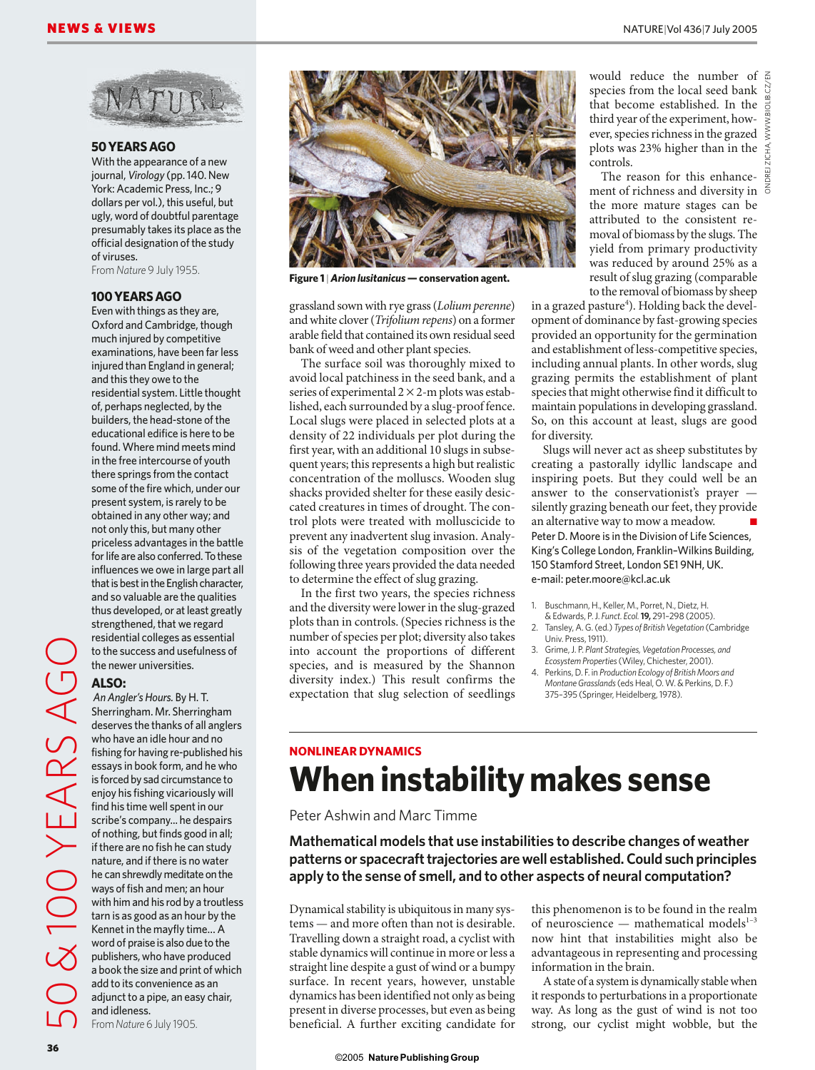## 50 YEARS AGO

With the appearance of a new journal, *Virology* (pp. 140. New York: Academic Press, Inc.; 9 dollars per vol.), this useful, but ugly, word of doubtful parentage presumably takes its place as the official designation of the study of viruses.

From *Nature* 9 July 1955.

## 100 YEARS AGO

Even with things as they are, Oxford and Cambridge, though much injured by competitive examinations, have been far less injured than England in general; and this they owe to the residential system. Little thought of, perhaps neglected, by the builders, the head-stone of the educational edifice is here to be found. Where mind meets mind in the free intercourse of youth there springs from the contact some of the fire which, under our present system, is rarely to be obtained in any other way; and not only this, but many other priceless advantages in the battle for life are also conferred. To these influences we owe in large part all that is best in the English character, and so valuable are the qualities thus developed, or at least greatly strengthened, that we regard residential colleges as essential to the success and usefulness of the newer universities.

**ALSO:**

*An Angler's Hours.* By H. T. Sherringham. Mr. Sherringham deserves the thanks of all anglers who have an idle hour and no fishing for having re-published his essays in book form, and he who is forced by sad circumstance to enjoy his fishing vicariously will find his time well spent in our scribe's company... he despairs of nothing, but finds good in all; if there are no fish he can study nature, and if there is no water he can shrewdly meditate on the ways of fish and men; an hour with him and his rod by a troutless tarn is as good as an hour by the Kennet in the mayfly time... A word of praise is also due to the publishers, who have produced a book the size and print of which add to its convenience as an adjunct to a pipe, an easy chair, and idleness.

From *Nature* 6 July 1905.

---

**Figure 1** | ***Arion lusitanicus* — conservation agent.**

grassland sown with rye grass (*Lolium perenne*) and white clover (*Trifolium repens*) on a former arable field that contained its own residual seed bank of weed and other plant species.

The surface soil was thoroughly mixed to avoid local patchiness in the seed bank, and a series of experimental 2 × 2-m plots was established, each surrounded by a slug-proof fence. Local slugs were placed in selected plots at a density of 22 individuals per plot during the first year, with an additional 10 slugs in subsequent years; this represents a high but realistic concentration of the molluscs. Wooden slug shacks provided shelter for these easily desiccated creatures in times of drought. The control plots were treated with molluscicide to prevent any inadvertent slug invasion. Analysis of the vegetation composition over the following three years provided the data needed to determine the effect of slug grazing.

In the first two years, the species richness and the diversity were lower in the slug-grazed plots than in controls. (Species richness is the number of species per plot; diversity also takes into account the proportions of different species, and is measured by the Shannon diversity index.) This result confirms the expectation that slug selection of seedlings would reduce the number of species from the local seed bank that become established. In the third year of the experiment, however, species richness in the grazed plots was 23% higher than in the controls.

The reason for this enhancement of richness and diversity in the more mature stages can be attributed to the consistent removal of biomass by the slugs. The yield from primary productivity was reduced by around 25% as a result of slug grazing (comparable to the removal of biomass by sheep in a grazed pasture[4]). Holding back the development of dominance by fast-growing species provided an opportunity for the germination and establishment of less-competitive species, including annual plants. In other words, slug grazing permits the establishment of plant species that might otherwise find it difficult to maintain populations in developing grassland. So, on this account at least, slugs are good for diversity.

Slugs will never act as sheep substitutes by creating a pastorally idyllic landscape and inspiring poets. But they could well be an answer to the conservationist's prayer — silently grazing beneath our feet, they provide an alternative way to mow a meadow. ■

Peter D. Moore is in the Division of Life Sciences, King's College London, Franklin–Wilkins Building, 150 Stamford Street, London SE1 9NH, UK.
e-mail: peter.moore@kcl.ac.uk

1. Buschmann, H., Keller, M., Porret, N., Dietz, H. & Edwards, P. J. *Funct. Ecol.* **19,** 291–298 (2005).
2. Tansley, A. G. (ed.) *Types of British Vegetation* (Cambridge Univ. Press, 1911).
3. Grime, J. P. *Plant Strategies, Vegetation Processes, and Ecosystem Properties* (Wiley, Chichester, 2001).
4. Perkins, D. F. in *Production Ecology of British Moors and Montane Grasslands* (eds Heal, O. W. & Perkins, D. F.) 375–395 (Springer, Heidelberg, 1978).

---

NONLINEAR DYNAMICS

# When instability makes sense

Peter Ashwin and Marc Timme

**Mathematical models that use instabilities to describe changes of weather patterns or spacecraft trajectories are well established. Could such principles apply to the sense of smell, and to other aspects of neural computation?**

Dynamical stability is ubiquitous in many systems — and more often than not is desirable. Travelling down a straight road, a cyclist with stable dynamics will continue in more or less a straight line despite a gust of wind or a bumpy surface. In recent years, however, unstable dynamics has been identified not only as being present in diverse processes, but even as being beneficial. A further exciting candidate for this phenomenon is to be found in the realm of neuroscience — mathematical models[1–3] now hint that instabilities might also be advantageous in representing and processing information in the brain.

A state of a system is dynamically stable when it responds to perturbations in a proportionate way. As long as the gust of wind is not too strong, our cyclist might wobble, but the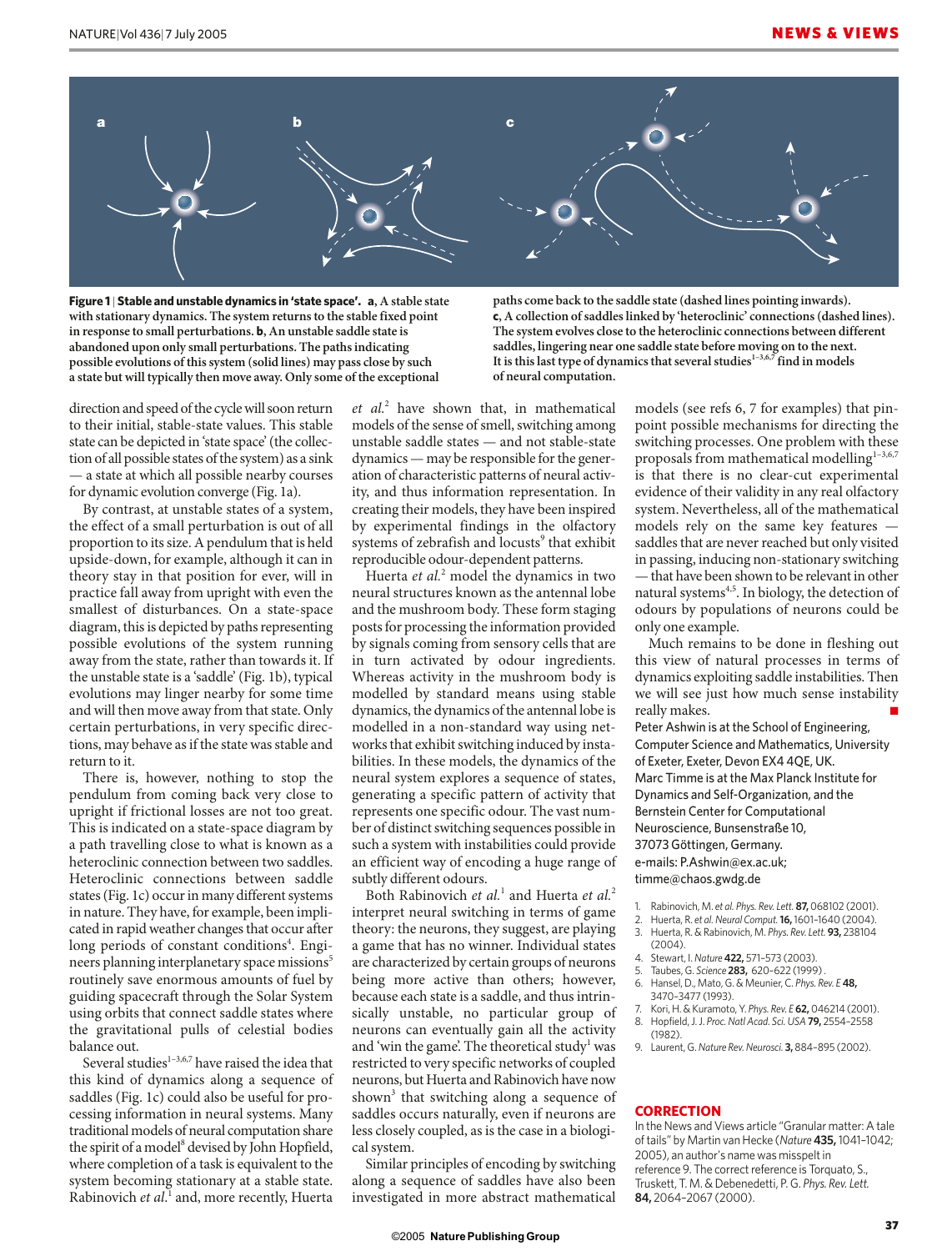a

b

c

**Figure 1 | Stable and unstable dynamics in 'state space'. a**, A stable state with stationary dynamics. The system returns to the stable fixed point in response to small perturbations. **b**, An unstable saddle state is abandoned upon only small perturbations. The paths indicating possible evolutions of this system (solid lines) may pass close by such a state but will typically then move away. Only some of the exceptional paths come back to the saddle state (dashed lines pointing inwards). **c**, A collection of saddles linked by 'heteroclinic' connections (dashed lines). The system evolves close to the heteroclinic connections between different saddles, lingering near one saddle state before moving on to the next. It is this last type of dynamics that several studies[1–3,6,7] find in models of neural computation.

direction and speed of the cycle will soon return to their initial, stable-state values. This stable state can be depicted in 'state space' (the collection of all possible states of the system) as a sink — a state at which all possible nearby courses for dynamic evolution converge (Fig. 1a).

By contrast, at unstable states of a system, the effect of a small perturbation is out of all proportion to its size. A pendulum that is held upside-down, for example, although it can in theory stay in that position for ever, will in practice fall away from upright with even the smallest of disturbances. On a state-space diagram, this is depicted by paths representing possible evolutions of the system running away from the state, rather than towards it. If the unstable state is a 'saddle' (Fig. 1b), typical evolutions may linger nearby for some time and will then move away from that state. Only certain perturbations, in very specific directions, may behave as if the state was stable and return to it.

There is, however, nothing to stop the pendulum from coming back very close to upright if frictional losses are not too great. This is indicated on a state-space diagram by a path travelling close to what is known as a heteroclinic connection between two saddles. Heteroclinic connections between saddle states (Fig. 1c) occur in many different systems in nature. They have, for example, been implicated in rapid weather changes that occur after long periods of constant conditions[4]. Engineers planning interplanetary space missions[5] routinely save enormous amounts of fuel by guiding spacecraft through the Solar System using orbits that connect saddle states where the gravitational pulls of celestial bodies balance out.

Several studies[1–3,6,7] have raised the idea that this kind of dynamics along a sequence of saddles (Fig. 1c) could also be useful for processing information in neural systems. Many traditional models of neural computation share the spirit of a model[8] devised by John Hopfield, where completion of a task is equivalent to the system becoming stationary at a stable state. Rabinovich *et al.*[1] and, more recently, Huerta *et al.*[2] have shown that, in mathematical models of the sense of smell, switching among unstable saddle states — and not stable-state dynamics — may be responsible for the generation of characteristic patterns of neural activity, and thus information representation. In creating their models, they have been inspired by experimental findings in the olfactory systems of zebrafish and locusts[9] that exhibit reproducible odour-dependent patterns.

Huerta *et al.*[2] model the dynamics in two neural structures known as the antennal lobe and the mushroom body. These form staging posts for processing the information provided by signals coming from sensory cells that are in turn activated by odour ingredients. Whereas activity in the mushroom body is modelled by standard means using stable dynamics, the dynamics of the antennal lobe is modelled in a non-standard way using networks that exhibit switching induced by instabilities. In these models, the dynamics of the neural system explores a sequence of states, generating a specific pattern of activity that represents one specific odour. The vast number of distinct switching sequences possible in such a system with instabilities could provide an efficient way of encoding a huge range of subtly different odours.

Both Rabinovich *et al.*[1] and Huerta *et al.*[2] interpret neural switching in terms of game theory: the neurons, they suggest, are playing a game that has no winner. Individual states are characterized by certain groups of neurons being more active than others; however, because each state is a saddle, and thus intrinsically unstable, no particular group of neurons can eventually gain all the activity and 'win the game'. The theoretical study[1] was restricted to very specific networks of coupled neurons, but Huerta and Rabinovich have now shown[3] that switching along a sequence of saddles occurs naturally, even if neurons are less closely coupled, as is the case in a biological system.

Similar principles of encoding by switching along a sequence of saddles have also been investigated in more abstract mathematical models (see refs 6, 7 for examples) that pinpoint possible mechanisms for directing the switching processes. One problem with these proposals from mathematical modelling[1–3,6,7] is that there is no clear-cut experimental evidence of their validity in any real olfactory system. Nevertheless, all of the mathematical models rely on the same key features — saddles that are never reached but only visited in passing, inducing non-stationary switching — that have been shown to be relevant in other natural systems[4,5]. In biology, the detection of odours by populations of neurons could be only one example.

Much remains to be done in fleshing out this view of natural processes in terms of dynamics exploiting saddle instabilities. Then we will see just how much sense instability really makes. ■

Peter Ashwin is at the School of Engineering, Computer Science and Mathematics, University of Exeter, Exeter, Devon EX4 4QE, UK.
Marc Timme is at the Max Planck Institute for Dynamics and Self-Organization, and the Bernstein Center for Computational Neuroscience, Bunsenstraße 10, 37073 Göttingen, Germany.
e-mails: P.Ashwin@ex.ac.uk;
timme@chaos.gwdg.de

1. Rabinovich, M. *et al. Phys. Rev. Lett.* **87,** 068102 (2001).
2. Huerta, R. *et al. Neural Comput.* **16,** 1601–1640 (2004).
3. Huerta, R. & Rabinovich, M. *Phys. Rev. Lett.* **93,** 238104 (2004).
4. Stewart, I. *Nature* **422,** 571–573 (2003).
5. Taubes, G. *Science* **283,** 620–622 (1999).
6. Hansel, D., Mato, G. & Meunier, C. *Phys. Rev. E* **48,** 3470–3477 (1993).
7. Kori, H. & Kuramoto, Y. *Phys. Rev. E* **62,** 046214 (2001).
8. Hopfield, J. J. *Proc. Natl Acad. Sci. USA* **79,** 2554–2558 (1982).
9. Laurent, G. *Nature Rev. Neurosci.* **3,** 884–895 (2002).

## CORRECTION

In the News and Views article "Granular matter: A tale of tails" by Martin van Hecke (*Nature* **435,** 1041–1042; 2005), an author's name was misspelt in reference 9. The correct reference is Torquato, S., Truskett, T. M. & Debenedetti, P. G. *Phys. Rev. Lett.* **84,** 2064–2067 (2000).